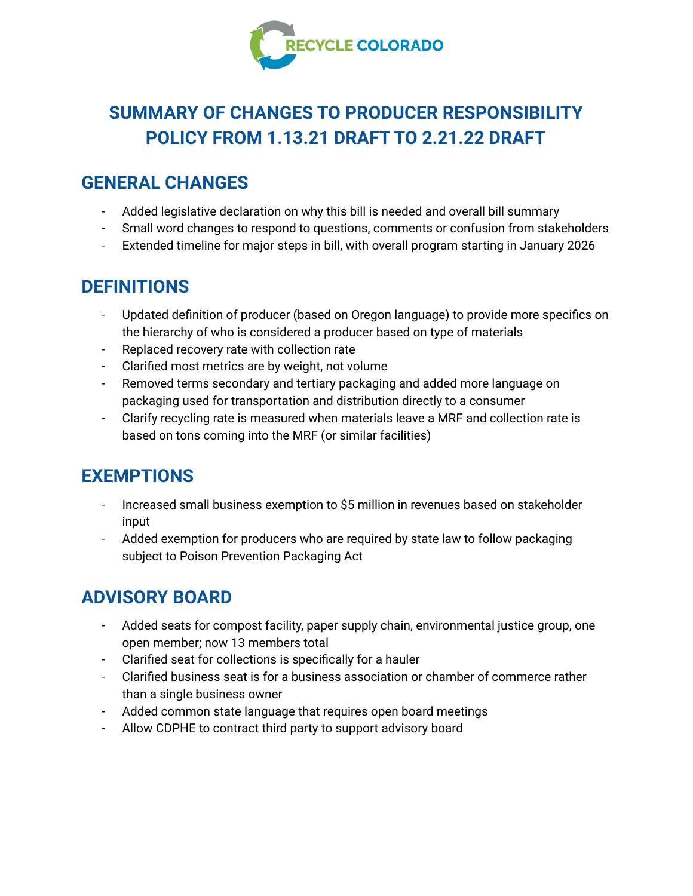RECYCLE COLORADO

# SUMMARY OF CHANGES TO PRODUCER RESPONSIBILITY POLICY FROM 1.13.21 DRAFT TO 2.21.22 DRAFT

## GENERAL CHANGES

- Added legislative declaration on why this bill is needed and overall bill summary
- Small word changes to respond to questions, comments or confusion from stakeholders
- Extended timeline for major steps in bill, with overall program starting in January 2026

## DEFINITIONS

- Updated definition of producer (based on Oregon language) to provide more specifics on the hierarchy of who is considered a producer based on type of materials
- Replaced recovery rate with collection rate
- Clarified most metrics are by weight, not volume
- Removed terms secondary and tertiary packaging and added more language on packaging used for transportation and distribution directly to a consumer
- Clarify recycling rate is measured when materials leave a MRF and collection rate is based on tons coming into the MRF (or similar facilities)

## EXEMPTIONS

- Increased small business exemption to $5 million in revenues based on stakeholder input
- Added exemption for producers who are required by state law to follow packaging subject to Poison Prevention Packaging Act

## ADVISORY BOARD

- Added seats for compost facility, paper supply chain, environmental justice group, one open member; now 13 members total
- Clarified seat for collections is specifically for a hauler
- Clarified business seat is for a business association or chamber of commerce rather than a single business owner
- Added common state language that requires open board meetings
- Allow CDPHE to contract third party to support advisory board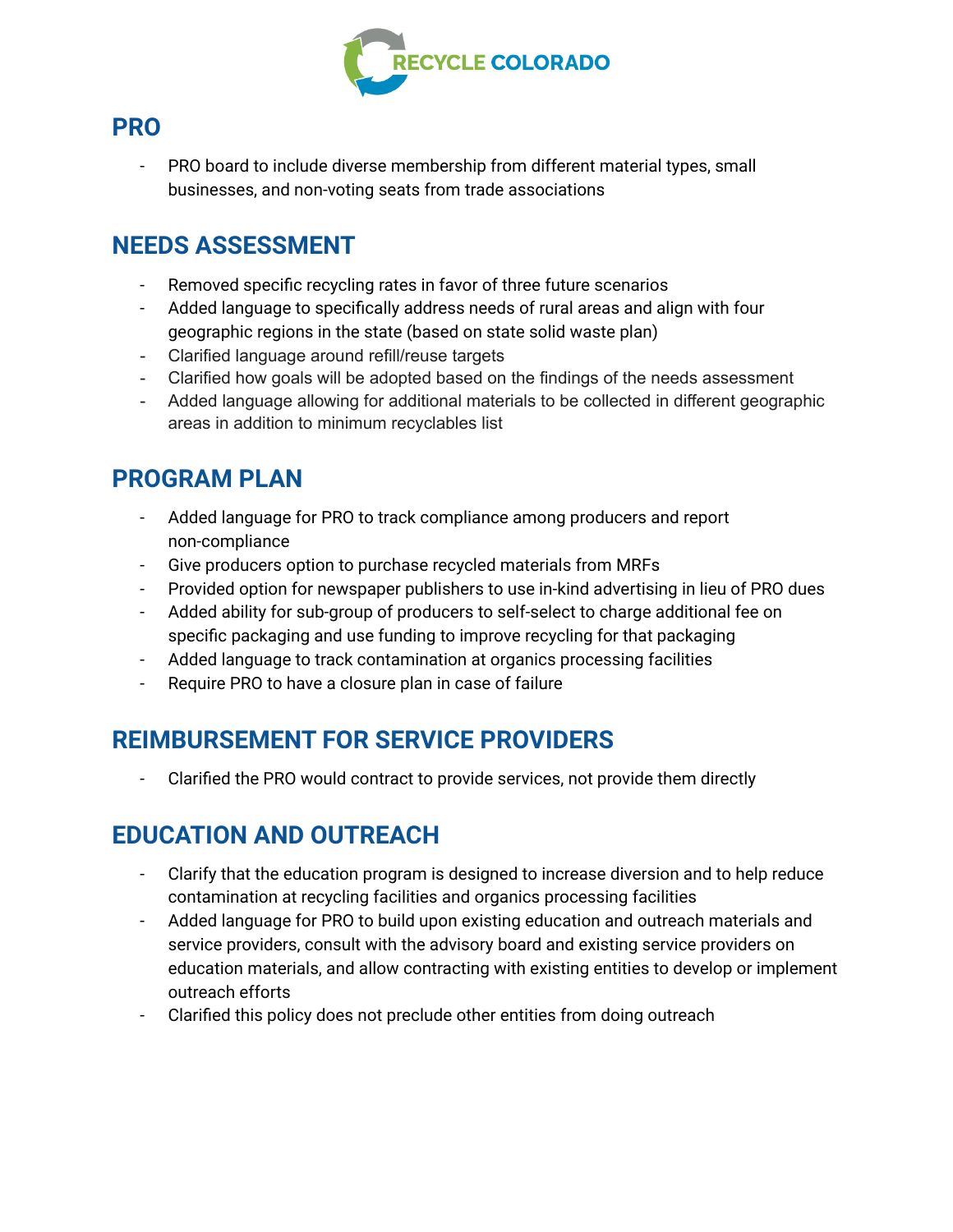## PRO

- PRO board to include diverse membership from different material types, small businesses, and non-voting seats from trade associations

## NEEDS ASSESSMENT

- Removed specific recycling rates in favor of three future scenarios
- Added language to specifically address needs of rural areas and align with four geographic regions in the state (based on state solid waste plan)
- Clarified language around refill/reuse targets
- Clarified how goals will be adopted based on the findings of the needs assessment
- Added language allowing for additional materials to be collected in different geographic areas in addition to minimum recyclables list

## PROGRAM PLAN

- Added language for PRO to track compliance among producers and report non-compliance
- Give producers option to purchase recycled materials from MRFs
- Provided option for newspaper publishers to use in-kind advertising in lieu of PRO dues
- Added ability for sub-group of producers to self-select to charge additional fee on specific packaging and use funding to improve recycling for that packaging
- Added language to track contamination at organics processing facilities
- Require PRO to have a closure plan in case of failure

## REIMBURSEMENT FOR SERVICE PROVIDERS

- Clarified the PRO would contract to provide services, not provide them directly

## EDUCATION AND OUTREACH

- Clarify that the education program is designed to increase diversion and to help reduce contamination at recycling facilities and organics processing facilities
- Added language for PRO to build upon existing education and outreach materials and service providers, consult with the advisory board and existing service providers on education materials, and allow contracting with existing entities to develop or implement outreach efforts
- Clarified this policy does not preclude other entities from doing outreach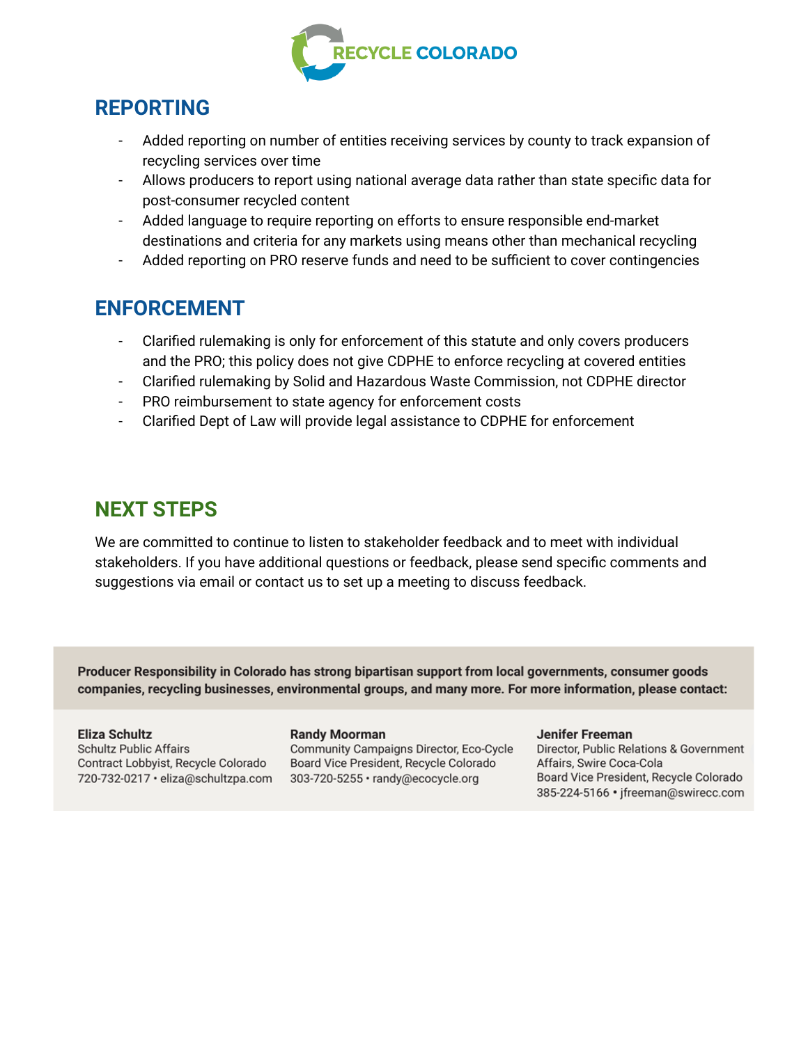RECYCLE COLORADO

## REPORTING

- Added reporting on number of entities receiving services by county to track expansion of recycling services over time
- Allows producers to report using national average data rather than state specific data for post-consumer recycled content
- Added language to require reporting on efforts to ensure responsible end-market destinations and criteria for any markets using means other than mechanical recycling
- Added reporting on PRO reserve funds and need to be sufficient to cover contingencies

## ENFORCEMENT

- Clarified rulemaking is only for enforcement of this statute and only covers producers and the PRO; this policy does not give CDPHE to enforce recycling at covered entities
- Clarified rulemaking by Solid and Hazardous Waste Commission, not CDPHE director
- PRO reimbursement to state agency for enforcement costs
- Clarified Dept of Law will provide legal assistance to CDPHE for enforcement

## NEXT STEPS

We are committed to continue to listen to stakeholder feedback and to meet with individual stakeholders. If you have additional questions or feedback, please send specific comments and suggestions via email or contact us to set up a meeting to discuss feedback.

**Producer Responsibility in Colorado has strong bipartisan support from local governments, consumer goods companies, recycling businesses, environmental groups, and many more. For more information, please contact:**

**Eliza Schultz**
Schultz Public Affairs
Contract Lobbyist, Recycle Colorado
720-732-0217 • eliza@schultzpa.com

**Randy Moorman**
Community Campaigns Director, Eco-Cycle
Board Vice President, Recycle Colorado
303-720-5255 • randy@ecocycle.org

**Jenifer Freeman**
Director, Public Relations & Government Affairs, Swire Coca-Cola
Board Vice President, Recycle Colorado
385-224-5166 • jfreeman@swirecc.com